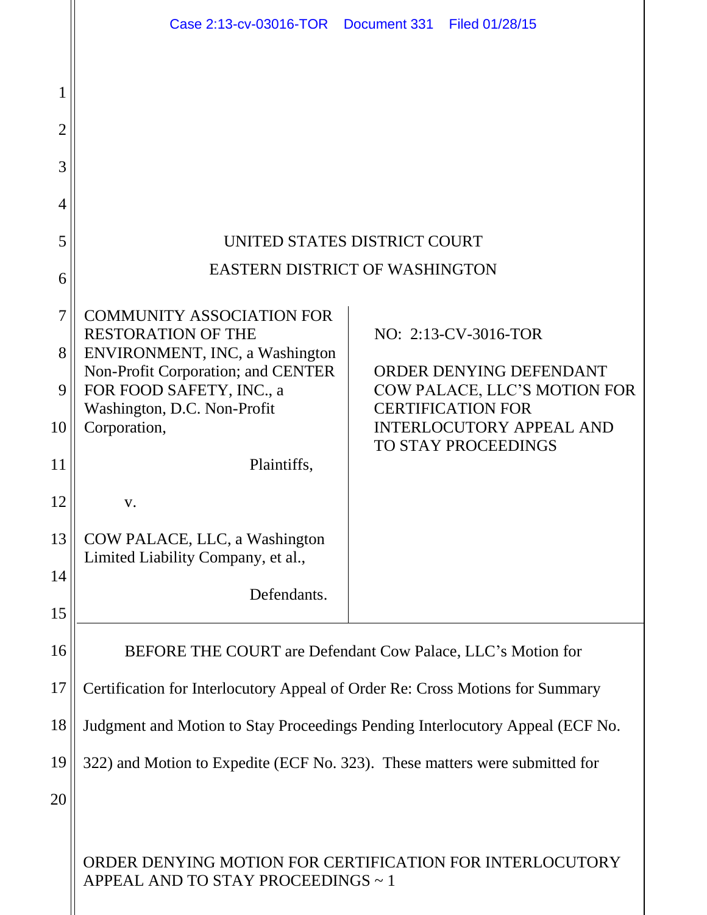UNITED STATES DISTRICT COURT
EASTERN DISTRICT OF WASHINGTON

| | |
|---|---|
| COMMUNITY ASSOCIATION FOR RESTORATION OF THE ENVIRONMENT, INC, a Washington Non-Profit Corporation; and CENTER FOR FOOD SAFETY, INC., a Washington, D.C. Non-Profit Corporation,<br><br>Plaintiffs,<br><br>v.<br><br>COW PALACE, LLC, a Washington Limited Liability Company, et al.,<br><br>Defendants. | NO: 2:13-CV-3016-TOR<br><br>ORDER DENYING DEFENDANT COW PALACE, LLC'S MOTION FOR CERTIFICATION FOR INTERLOCUTORY APPEAL AND TO STAY PROCEEDINGS |

BEFORE THE COURT are Defendant Cow Palace, LLC's Motion for Certification for Interlocutory Appeal of Order Re: Cross Motions for Summary Judgment and Motion to Stay Proceedings Pending Interlocutory Appeal (ECF No. 322) and Motion to Expedite (ECF No. 323). These matters were submitted for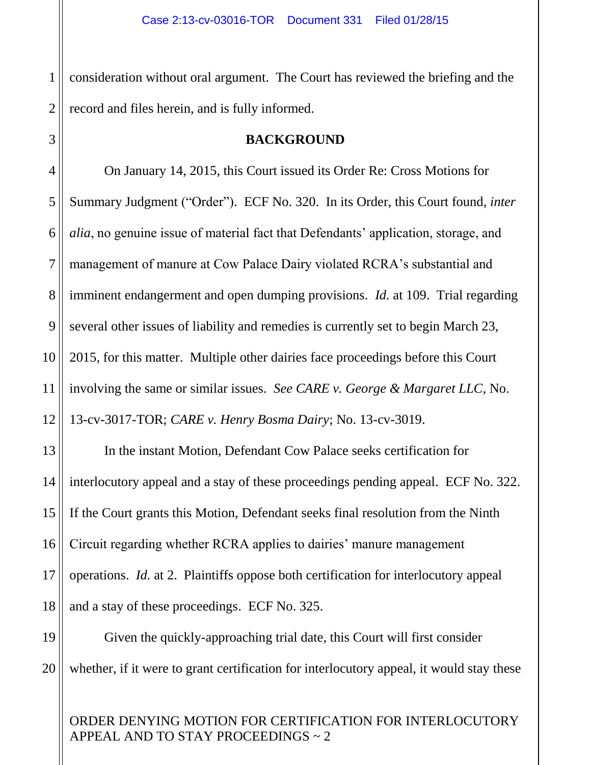consideration without oral argument. The Court has reviewed the briefing and the record and files herein, and is fully informed.

## BACKGROUND

On January 14, 2015, this Court issued its Order Re: Cross Motions for Summary Judgment ("Order"). ECF No. 320. In its Order, this Court found, *inter alia*, no genuine issue of material fact that Defendants' application, storage, and management of manure at Cow Palace Dairy violated RCRA's substantial and imminent endangerment and open dumping provisions. *Id.* at 109. Trial regarding several other issues of liability and remedies is currently set to begin March 23, 2015, for this matter. Multiple other dairies face proceedings before this Court involving the same or similar issues. *See CARE v. George & Margaret LLC*, No. 13-cv-3017-TOR; *CARE v. Henry Bosma Dairy*; No. 13-cv-3019.

In the instant Motion, Defendant Cow Palace seeks certification for interlocutory appeal and a stay of these proceedings pending appeal. ECF No. 322. If the Court grants this Motion, Defendant seeks final resolution from the Ninth Circuit regarding whether RCRA applies to dairies' manure management operations. *Id.* at 2. Plaintiffs oppose both certification for interlocutory appeal and a stay of these proceedings. ECF No. 325.

Given the quickly-approaching trial date, this Court will first consider whether, if it were to grant certification for interlocutory appeal, it would stay these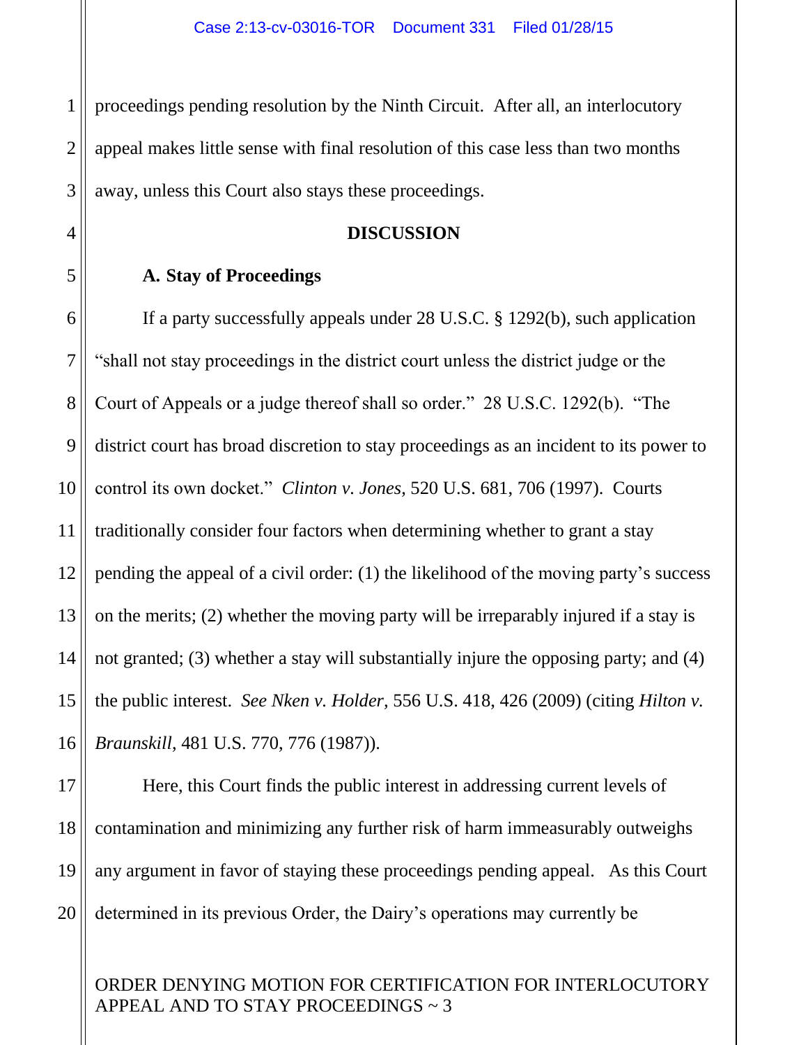proceedings pending resolution by the Ninth Circuit. After all, an interlocutory appeal makes little sense with final resolution of this case less than two months away, unless this Court also stays these proceedings.

## DISCUSSION

### A. Stay of Proceedings

If a party successfully appeals under 28 U.S.C. § 1292(b), such application "shall not stay proceedings in the district court unless the district judge or the Court of Appeals or a judge thereof shall so order." 28 U.S.C. 1292(b). "The district court has broad discretion to stay proceedings as an incident to its power to control its own docket." *Clinton v. Jones*, 520 U.S. 681, 706 (1997). Courts traditionally consider four factors when determining whether to grant a stay pending the appeal of a civil order: (1) the likelihood of the moving party's success on the merits; (2) whether the moving party will be irreparably injured if a stay is not granted; (3) whether a stay will substantially injure the opposing party; and (4) the public interest. *See Nken v. Holder*, 556 U.S. 418, 426 (2009) (citing *Hilton v. Braunskill*, 481 U.S. 770, 776 (1987)).

Here, this Court finds the public interest in addressing current levels of contamination and minimizing any further risk of harm immeasurably outweighs any argument in favor of staying these proceedings pending appeal. As this Court determined in its previous Order, the Dairy's operations may currently be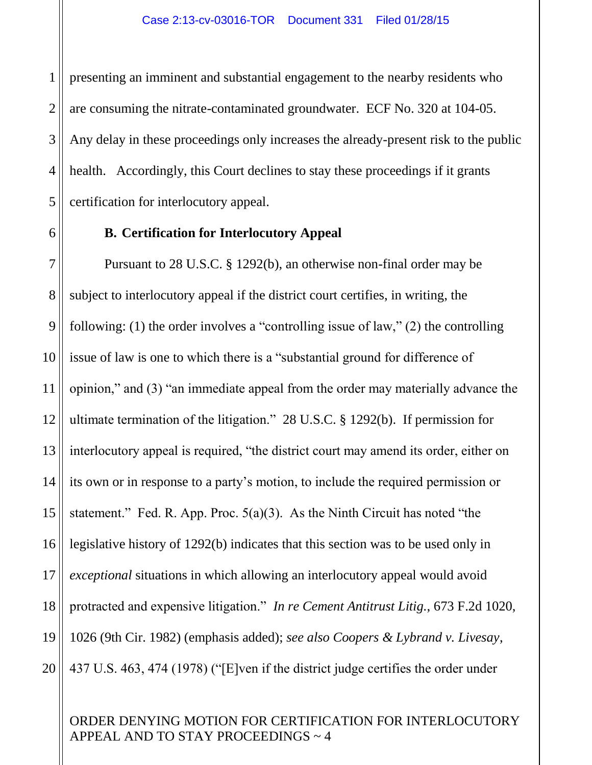presenting an imminent and substantial engagement to the nearby residents who are consuming the nitrate-contaminated groundwater. ECF No. 320 at 104-05. Any delay in these proceedings only increases the already-present risk to the public health. Accordingly, this Court declines to stay these proceedings if it grants certification for interlocutory appeal.

**B. Certification for Interlocutory Appeal**

Pursuant to 28 U.S.C. § 1292(b), an otherwise non-final order may be subject to interlocutory appeal if the district court certifies, in writing, the following: (1) the order involves a "controlling issue of law," (2) the controlling issue of law is one to which there is a "substantial ground for difference of opinion," and (3) "an immediate appeal from the order may materially advance the ultimate termination of the litigation." 28 U.S.C. § 1292(b). If permission for interlocutory appeal is required, "the district court may amend its order, either on its own or in response to a party's motion, to include the required permission or statement." Fed. R. App. Proc. 5(a)(3). As the Ninth Circuit has noted "the legislative history of 1292(b) indicates that this section was to be used only in *exceptional* situations in which allowing an interlocutory appeal would avoid protracted and expensive litigation." *In re Cement Antitrust Litig.*, 673 F.2d 1020, 1026 (9th Cir. 1982) (emphasis added); *see also Coopers & Lybrand v. Livesay*, 437 U.S. 463, 474 (1978) ("[E]ven if the district judge certifies the order under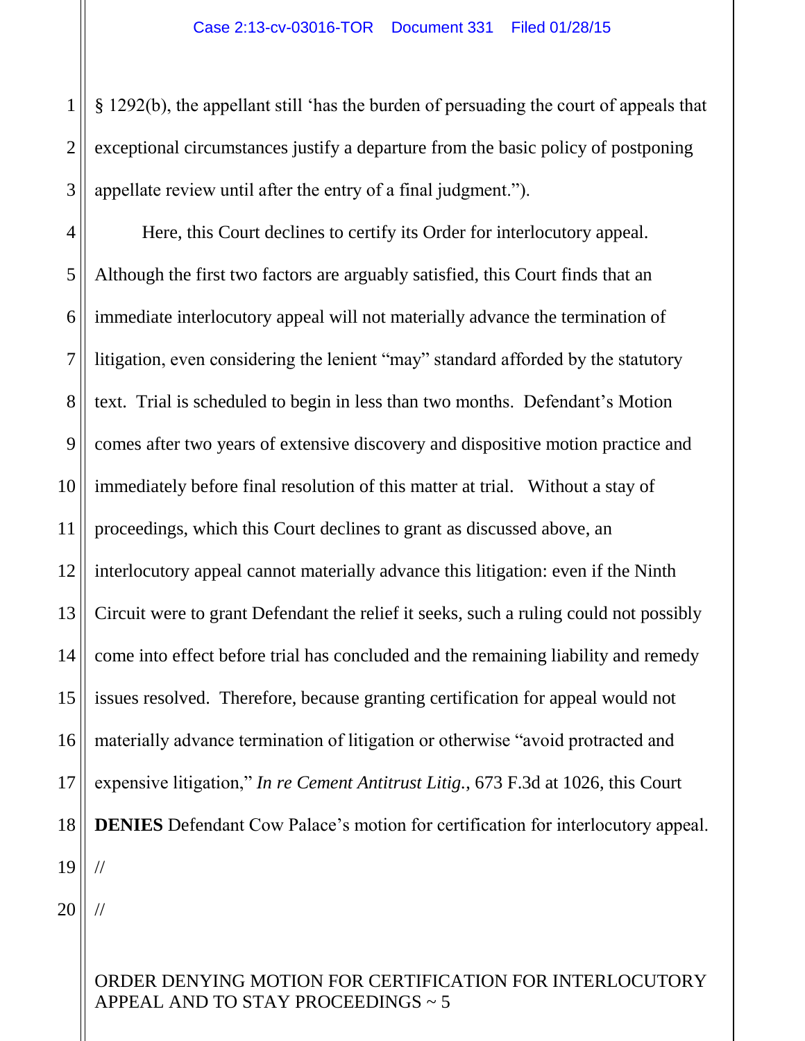§ 1292(b), the appellant still 'has the burden of persuading the court of appeals that exceptional circumstances justify a departure from the basic policy of postponing appellate review until after the entry of a final judgment.").

Here, this Court declines to certify its Order for interlocutory appeal. Although the first two factors are arguably satisfied, this Court finds that an immediate interlocutory appeal will not materially advance the termination of litigation, even considering the lenient "may" standard afforded by the statutory text. Trial is scheduled to begin in less than two months. Defendant's Motion comes after two years of extensive discovery and dispositive motion practice and immediately before final resolution of this matter at trial. Without a stay of proceedings, which this Court declines to grant as discussed above, an interlocutory appeal cannot materially advance this litigation: even if the Ninth Circuit were to grant Defendant the relief it seeks, such a ruling could not possibly come into effect before trial has concluded and the remaining liability and remedy issues resolved. Therefore, because granting certification for appeal would not materially advance termination of litigation or otherwise "avoid protracted and expensive litigation," *In re Cement Antitrust Litig.*, 673 F.3d at 1026, this Court **DENIES** Defendant Cow Palace's motion for certification for interlocutory appeal.

//

//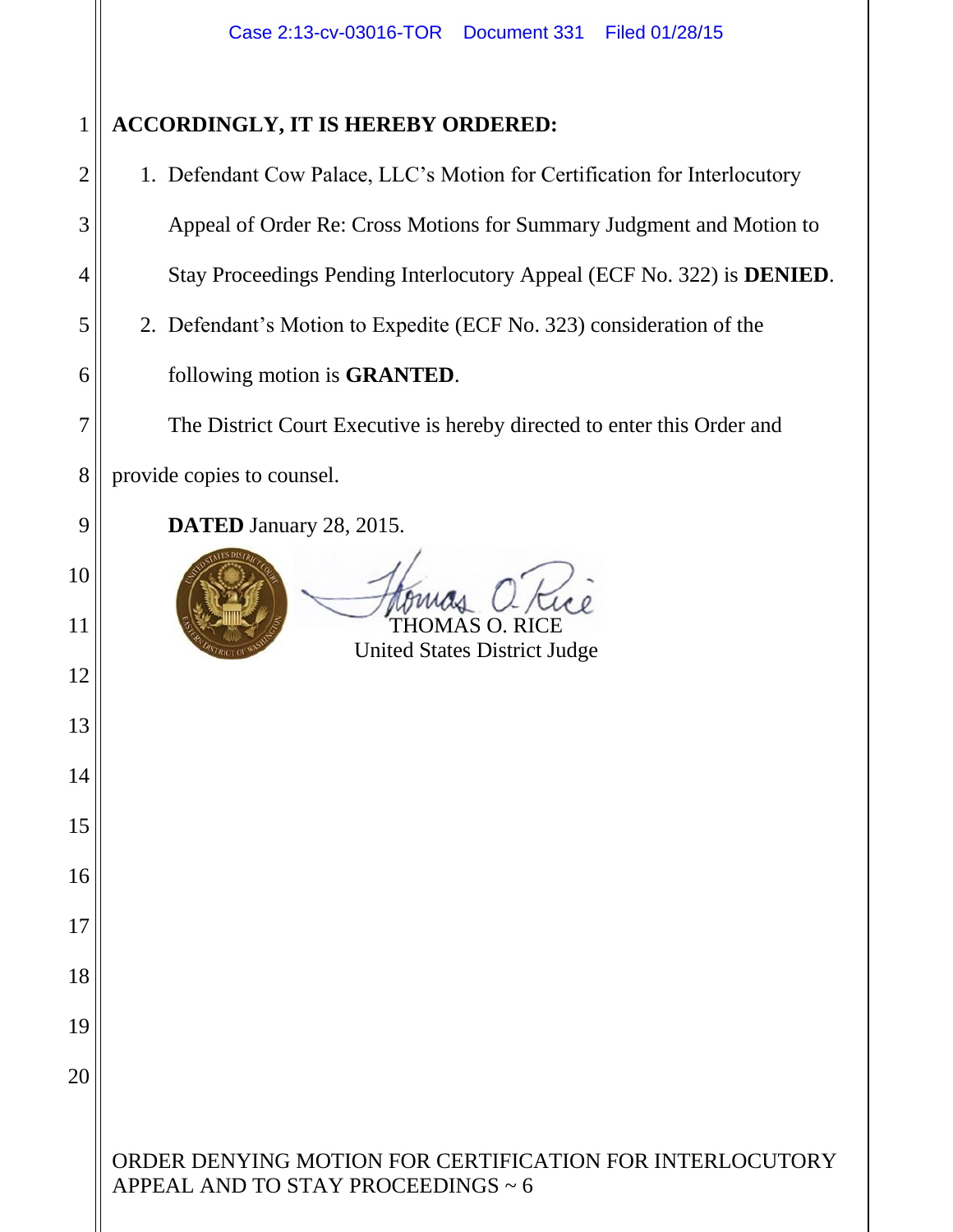**ACCORDINGLY, IT IS HEREBY ORDERED:**

1. Defendant Cow Palace, LLC's Motion for Certification for Interlocutory Appeal of Order Re: Cross Motions for Summary Judgment and Motion to Stay Proceedings Pending Interlocutory Appeal (ECF No. 322) is **DENIED**.
2. Defendant's Motion to Expedite (ECF No. 323) consideration of the following motion is **GRANTED**.

The District Court Executive is hereby directed to enter this Order and provide copies to counsel.

**DATED** January 28, 2015.

THOMAS O. RICE
United States District Judge

ORDER DENYING MOTION FOR CERTIFICATION FOR INTERLOCUTORY APPEAL AND TO STAY PROCEEDINGS ~ 6